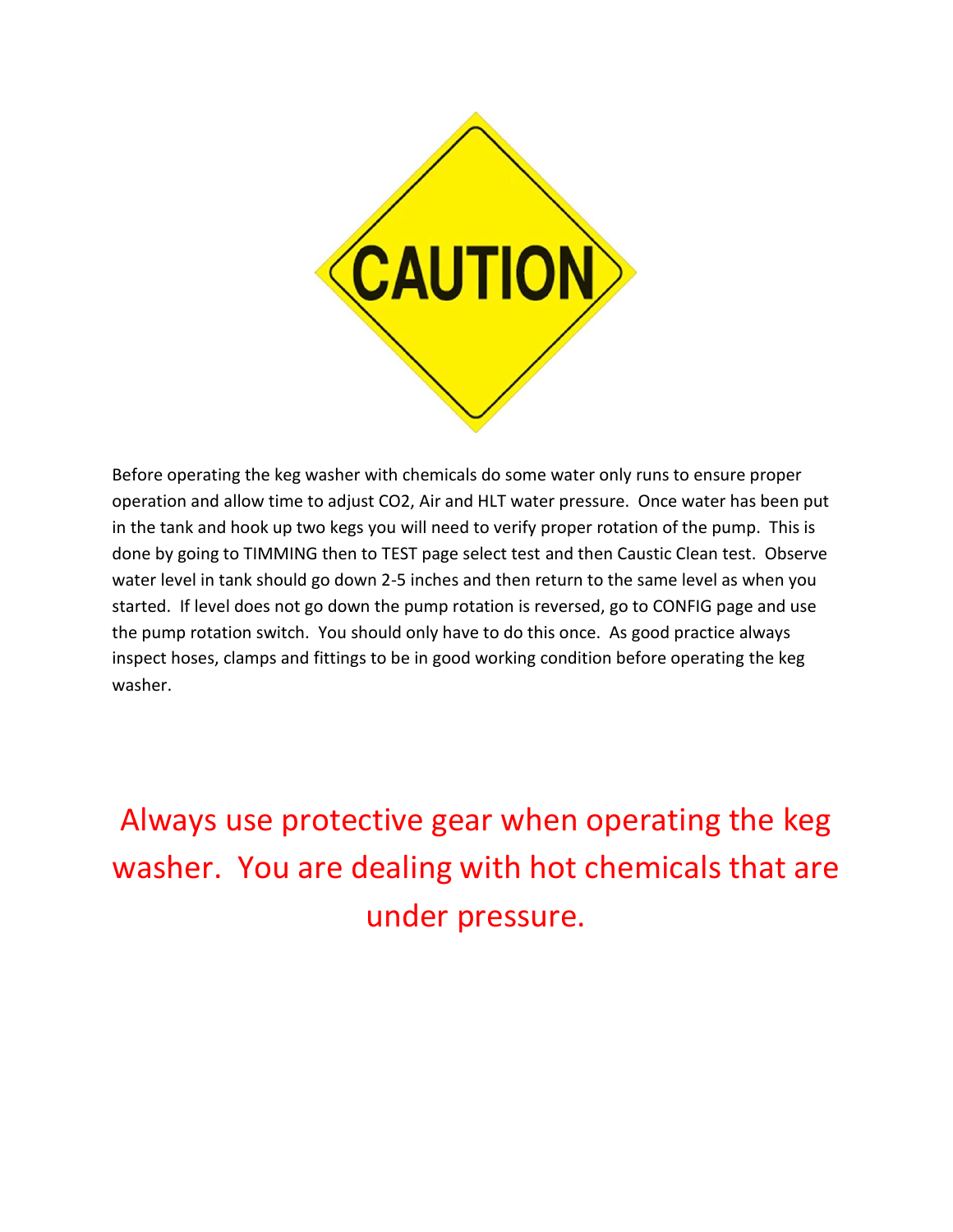# CAUTION

Before operating the keg washer with chemicals do some water only runs to ensure proper operation and allow time to adjust $CO_2$, Air and HLT water pressure. Once water has been put in the tank and hook up two kegs you will need to verify proper rotation of the pump. This is done by going to TIMMING then to TEST page select test and then Caustic Clean test. Observe water level in tank should go down 2-5 inches and then return to the same level as when you started. If level does not go down the pump rotation is reversed, go to CONFIG page and use the pump rotation switch. You should only have to do this once. As good practice always inspect hoses, clamps and fittings to be in good working condition before operating the keg washer.

**Always use protective gear when operating the keg washer. You are dealing with hot chemicals that are under pressure.**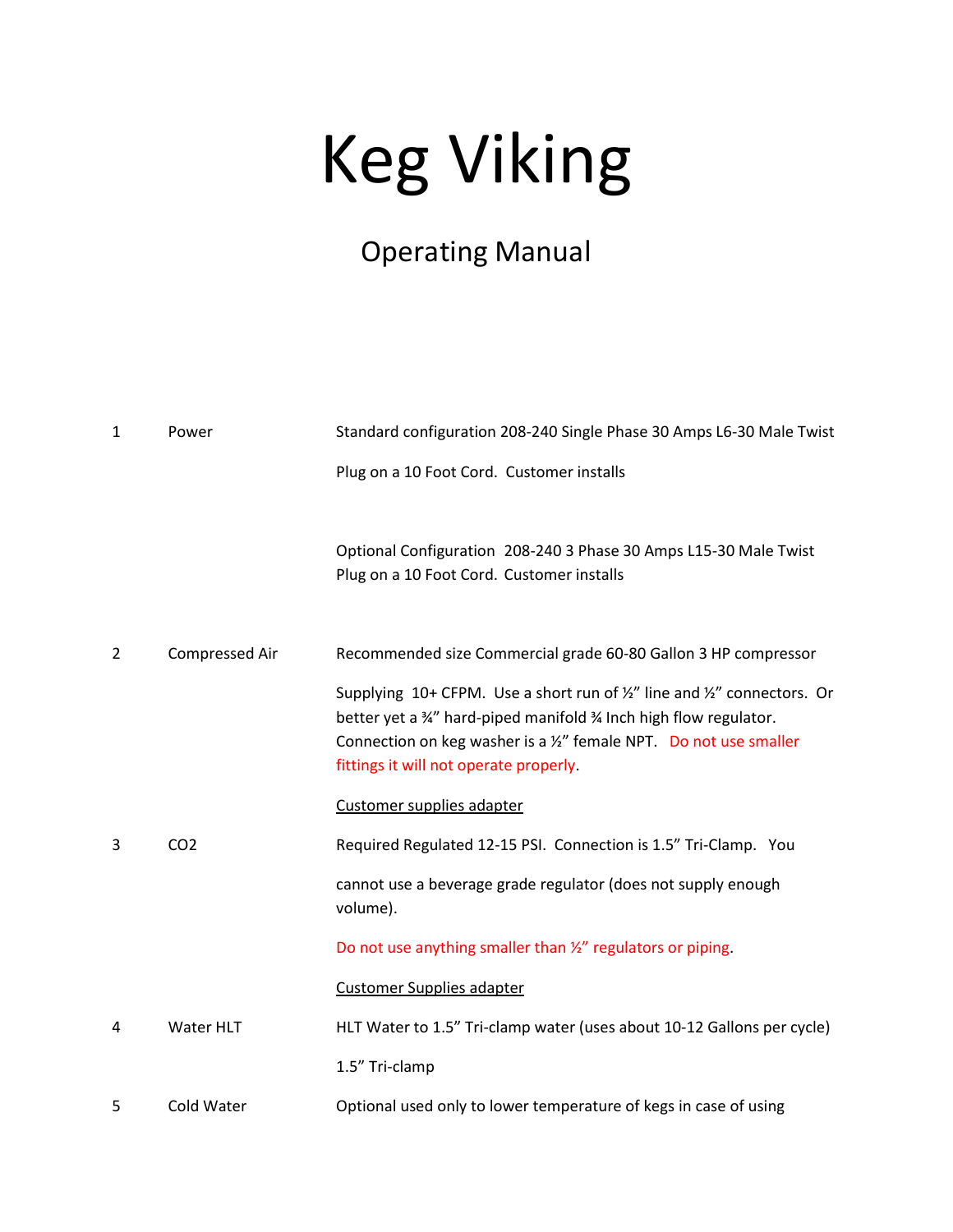# Keg Viking

## Operating Manual

| | | |
|---|---|---|
| 1 | Power | Standard configuration 208-240 Single Phase 30 Amps L6-30 Male Twist Plug on a 10 Foot Cord. Customer installs<br><br>Optional Configuration 208-240 3 Phase 30 Amps L15-30 Male Twist Plug on a 10 Foot Cord. Customer installs |
| 2 | Compressed Air | Recommended size Commercial grade 60-80 Gallon 3 HP compressor<br><br>Supplying 10+ CFPM. Use a short run of ½" line and ½" connectors. Or better yet a ¾" hard-piped manifold ¾ Inch high flow regulator. Connection on keg washer is a ½" female NPT. Do not use smaller fittings it will not operate properly.<br><br><u>Customer supplies adapter</u> |
| 3 | $CO_2$ | Required Regulated 12-15 PSI. Connection is 1.5" Tri-Clamp. You cannot use a beverage grade regulator (does not supply enough volume).<br><br>Do not use anything smaller than ½" regulators or piping.<br><br><u>Customer Supplies adapter</u> |
| 4 | Water HLT | HLT Water to 1.5" Tri-clamp water (uses about 10-12 Gallons per cycle)<br><br>1.5" Tri-clamp |
| 5 | Cold Water | Optional used only to lower temperature of kegs in case of using |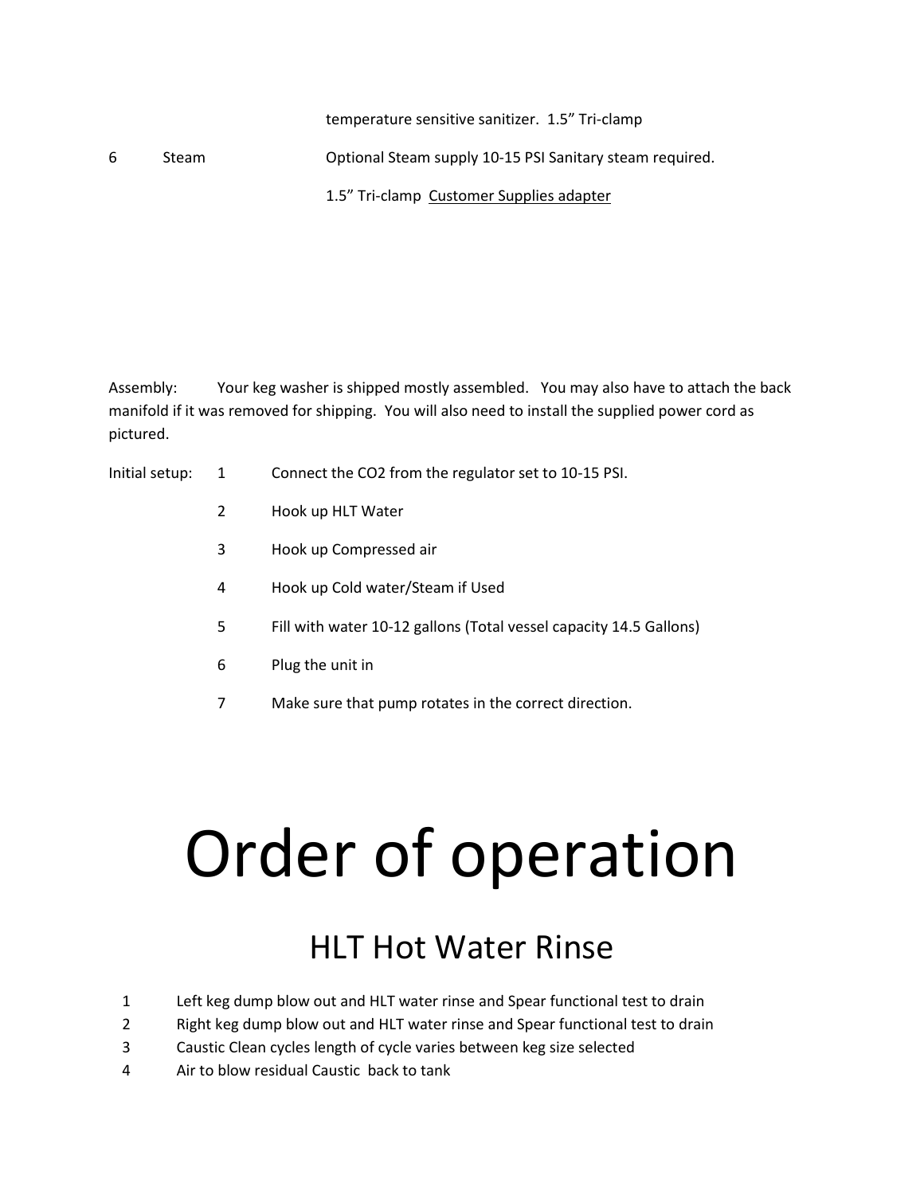temperature sensitive sanitizer. 1.5" Tri-clamp

| | | |
|---|---|---|
| 6 | Steam | Optional Steam supply 10-15 PSI Sanitary steam required. 1.5" Tri-clamp <u>Customer Supplies adapter</u> |

Assembly: Your keg washer is shipped mostly assembled. You may also have to attach the back manifold if it was removed for shipping. You will also need to install the supplied power cord as pictured.

Initial setup:

1. Connect the $CO_2$ from the regulator set to 10-15 PSI.
2. Hook up HLT Water
3. Hook up Compressed air
4. Hook up Cold water/Steam if Used
5. Fill with water 10-12 gallons (Total vessel capacity 14.5 Gallons)
6. Plug the unit in
7. Make sure that pump rotates in the correct direction.

# Order of operation

## HLT Hot Water Rinse

1. Left keg dump blow out and HLT water rinse and Spear functional test to drain
2. Right keg dump blow out and HLT water rinse and Spear functional test to drain
3. Caustic Clean cycles length of cycle varies between keg size selected
4. Air to blow residual Caustic back to tank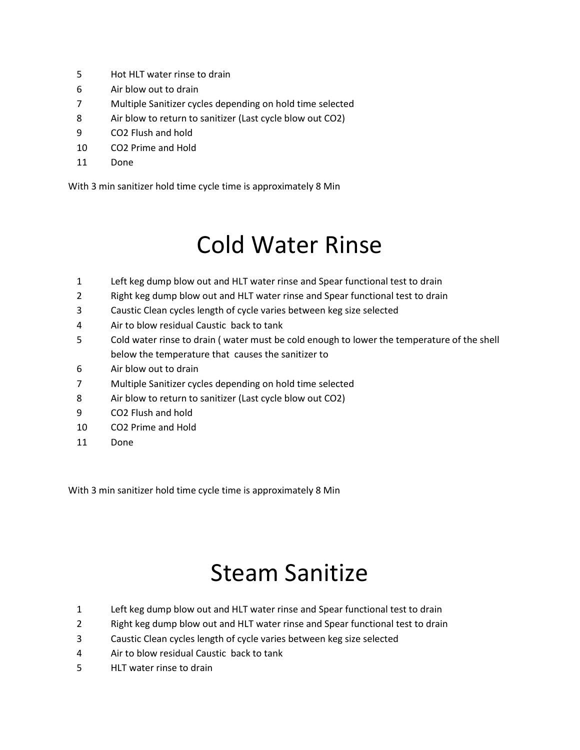5. Hot HLT water rinse to drain
6. Air blow out to drain
7. Multiple Sanitizer cycles depending on hold time selected
8. Air blow to return to sanitizer (Last cycle blow out $CO_2$)
9. $CO_2$ Flush and hold
10. $CO_2$ Prime and Hold
11. Done

With 3 min sanitizer hold time cycle time is approximately 8 Min

# Cold Water Rinse

1. Left keg dump blow out and HLT water rinse and Spear functional test to drain
2. Right keg dump blow out and HLT water rinse and Spear functional test to drain
3. Caustic Clean cycles length of cycle varies between keg size selected
4. Air to blow residual Caustic back to tank
5. Cold water rinse to drain ( water must be cold enough to lower the temperature of the shell below the temperature that causes the sanitizer to
6. Air blow out to drain
7. Multiple Sanitizer cycles depending on hold time selected
8. Air blow to return to sanitizer (Last cycle blow out $CO_2$)
9. $CO_2$ Flush and hold
10. $CO_2$ Prime and Hold
11. Done

With 3 min sanitizer hold time cycle time is approximately 8 Min

# Steam Sanitize

1. Left keg dump blow out and HLT water rinse and Spear functional test to drain
2. Right keg dump blow out and HLT water rinse and Spear functional test to drain
3. Caustic Clean cycles length of cycle varies between keg size selected
4. Air to blow residual Caustic back to tank
5. HLT water rinse to drain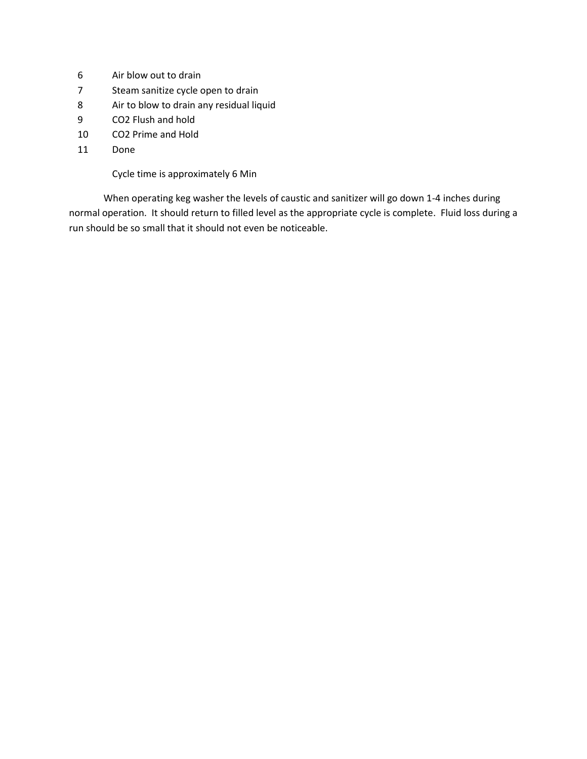6. Air blow out to drain
7. Steam sanitize cycle open to drain
8. Air to blow to drain any residual liquid
9. $CO_2$ Flush and hold
10. $CO_2$ Prime and Hold
11. Done

Cycle time is approximately 6 Min

When operating keg washer the levels of caustic and sanitizer will go down 1-4 inches during normal operation. It should return to filled level as the appropriate cycle is complete. Fluid loss during a run should be so small that it should not even be noticeable.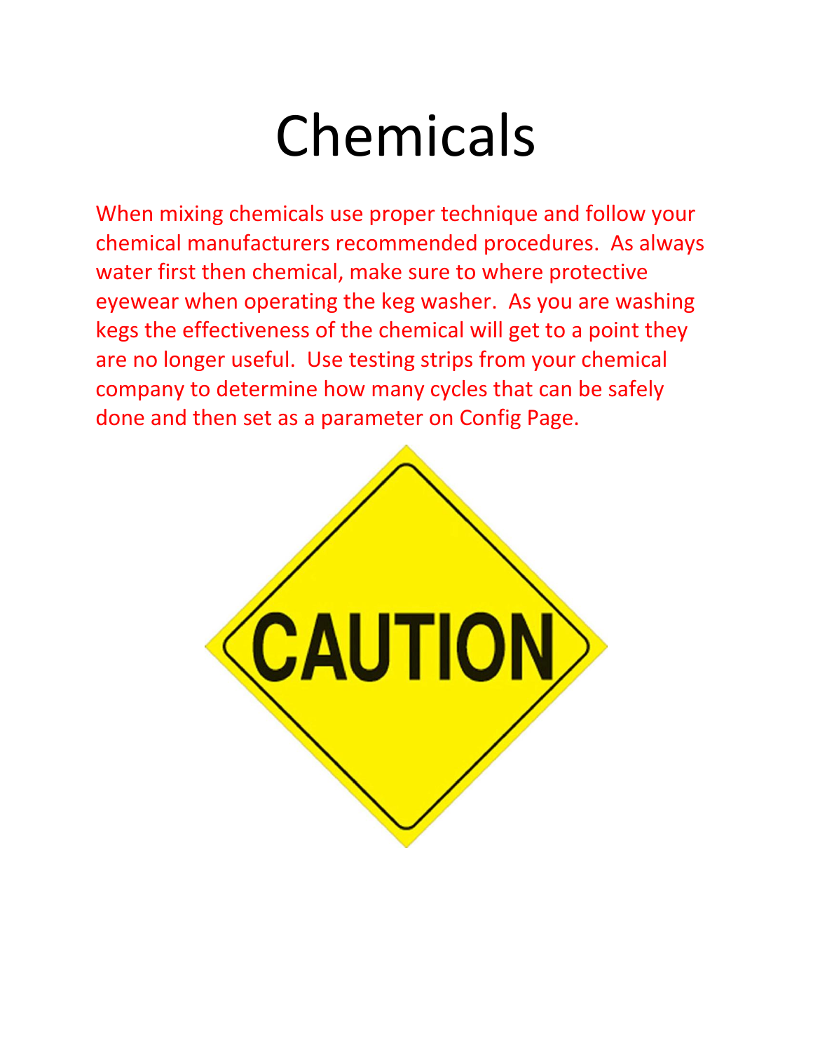# Chemicals

When mixing chemicals use proper technique and follow your chemical manufacturers recommended procedures. As always water first then chemical, make sure to where protective eyewear when operating the keg washer. As you are washing kegs the effectiveness of the chemical will get to a point they are no longer useful. Use testing strips from your chemical company to determine how many cycles that can be safely done and then set as a parameter on Config Page.

CAUTION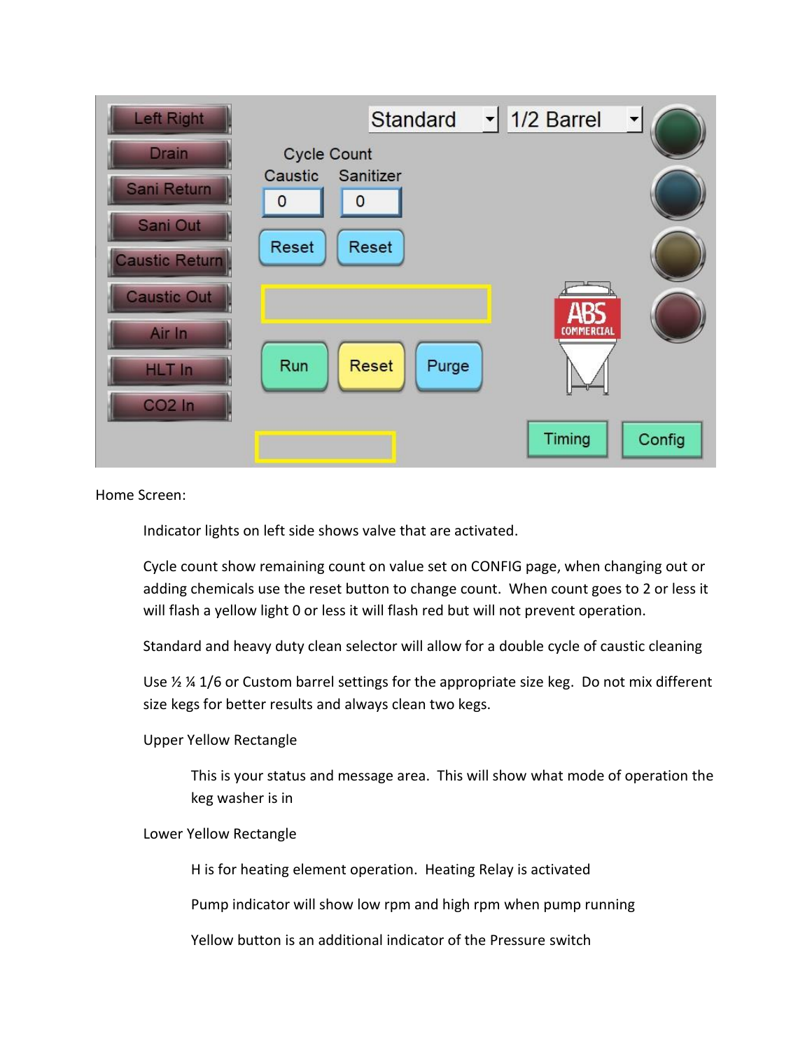Home Screen:

Indicator lights on left side shows valve that are activated.

Cycle count show remaining count on value set on CONFIG page, when changing out or adding chemicals use the reset button to change count. When count goes to 2 or less it will flash a yellow light 0 or less it will flash red but will not prevent operation.

Standard and heavy duty clean selector will allow for a double cycle of caustic cleaning

Use ½ ¼ 1/6 or Custom barrel settings for the appropriate size keg. Do not mix different size kegs for better results and always clean two kegs.

Upper Yellow Rectangle

This is your status and message area. This will show what mode of operation the keg washer is in

Lower Yellow Rectangle

H is for heating element operation. Heating Relay is activated

Pump indicator will show low rpm and high rpm when pump running

Yellow button is an additional indicator of the Pressure switch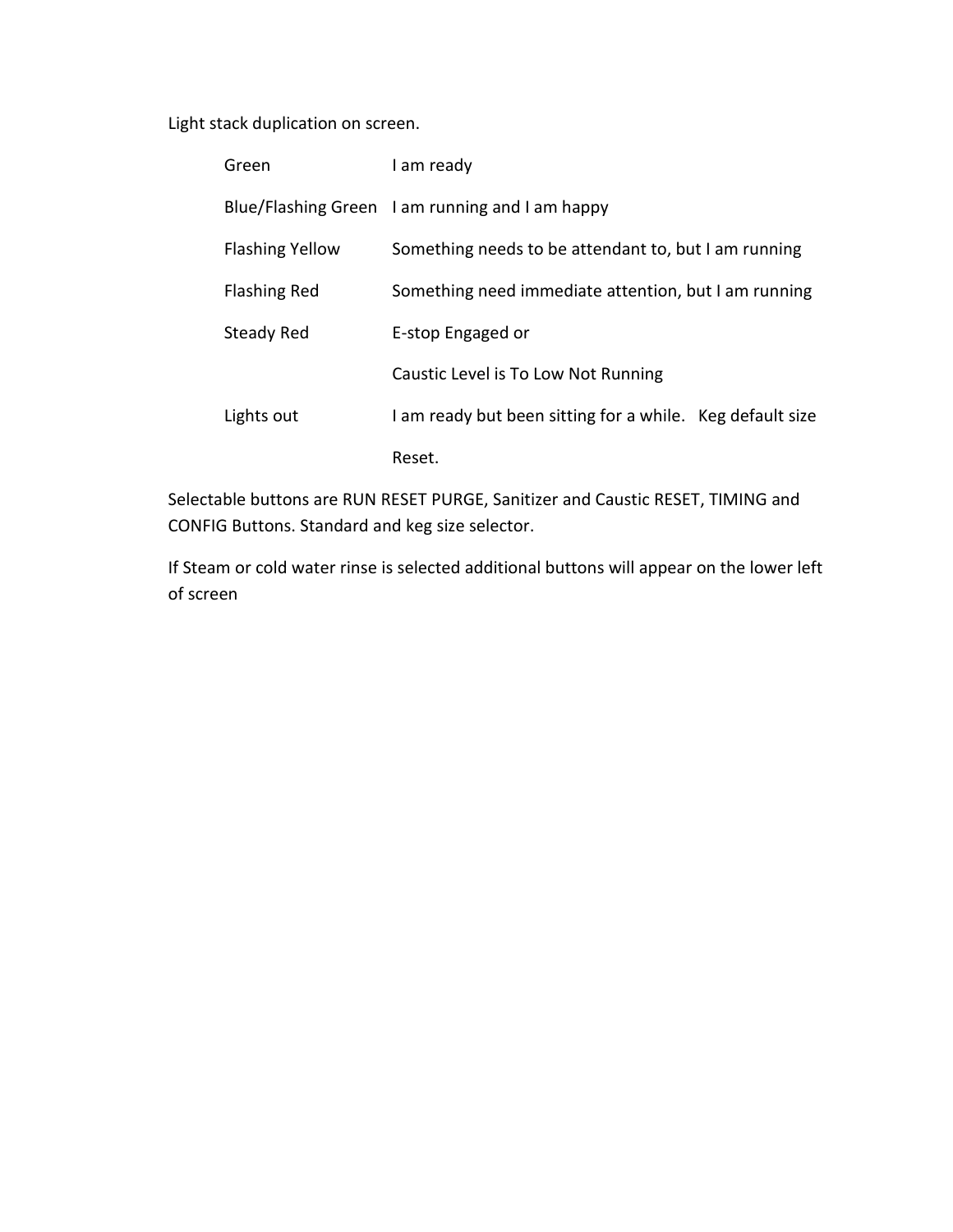Light stack duplication on screen.

| | |
|---|---|
| Green | I am ready |
| Blue/Flashing Green | I am running and I am happy |
| Flashing Yellow | Something needs to be attendant to, but I am running |
| Flashing Red | Something need immediate attention, but I am running |
| Steady Red | E-stop Engaged or |
| | Caustic Level is To Low Not Running |
| Lights out | I am ready but been sitting for a while. Keg default size |
| | Reset. |

Selectable buttons are RUN RESET PURGE, Sanitizer and Caustic RESET, TIMING and CONFIG Buttons. Standard and keg size selector.

If Steam or cold water rinse is selected additional buttons will appear on the lower left of screen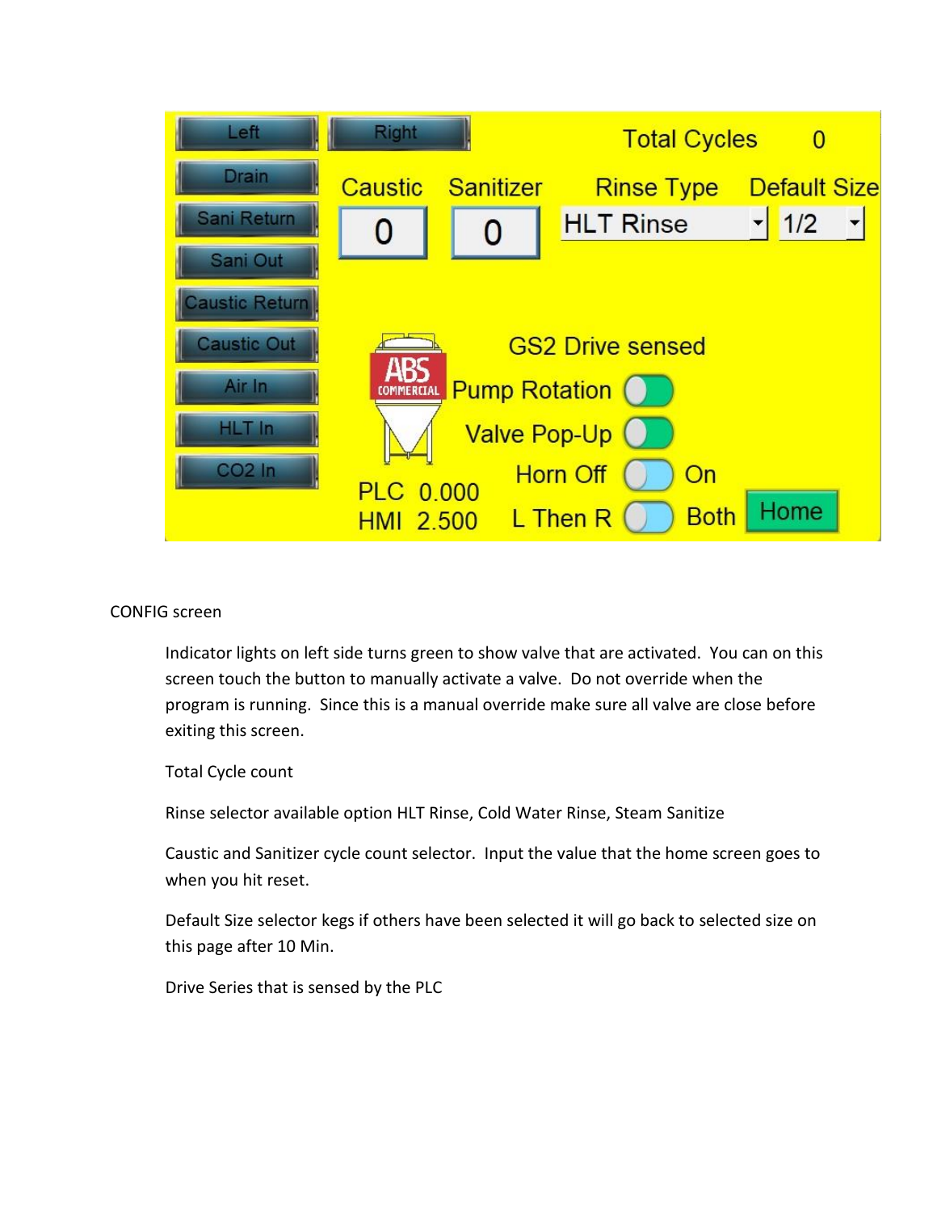CONFIG screen

Indicator lights on left side turns green to show valve that are activated. You can on this screen touch the button to manually activate a valve. Do not override when the program is running. Since this is a manual override make sure all valve are close before exiting this screen.

Total Cycle count

Rinse selector available option HLT Rinse, Cold Water Rinse, Steam Sanitize

Caustic and Sanitizer cycle count selector. Input the value that the home screen goes to when you hit reset.

Default Size selector kegs if others have been selected it will go back to selected size on this page after 10 Min.

Drive Series that is sensed by the PLC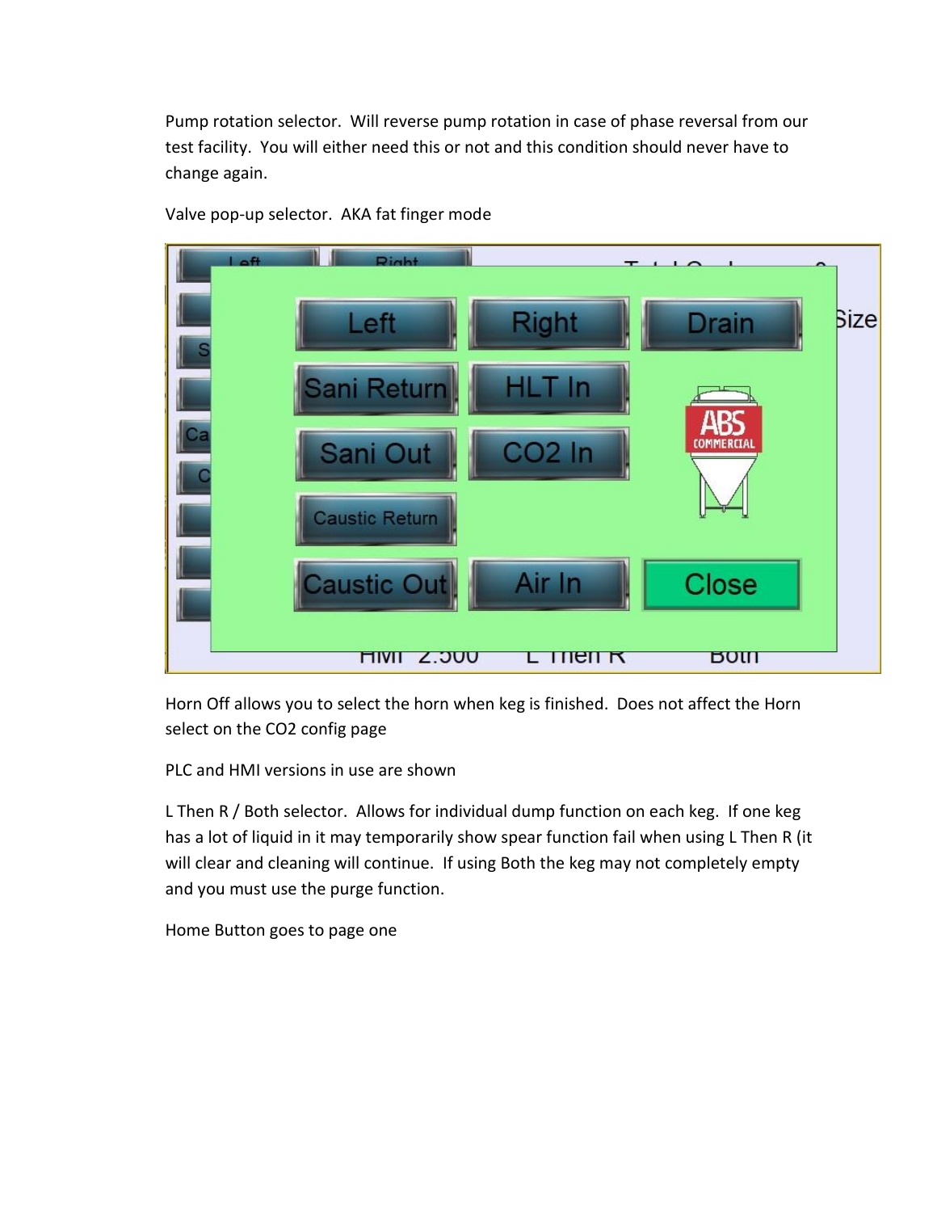Pump rotation selector. Will reverse pump rotation in case of phase reversal from our test facility. You will either need this or not and this condition should never have to change again.

Valve pop-up selector. AKA fat finger mode

Horn Off allows you to select the horn when keg is finished. Does not affect the Horn select on the CO2 config page

PLC and HMI versions in use are shown

L Then R / Both selector. Allows for individual dump function on each keg. If one keg has a lot of liquid in it may temporarily show spear function fail when using L Then R (it will clear and cleaning will continue. If using Both the keg may not completely empty and you must use the purge function.

Home Button goes to page one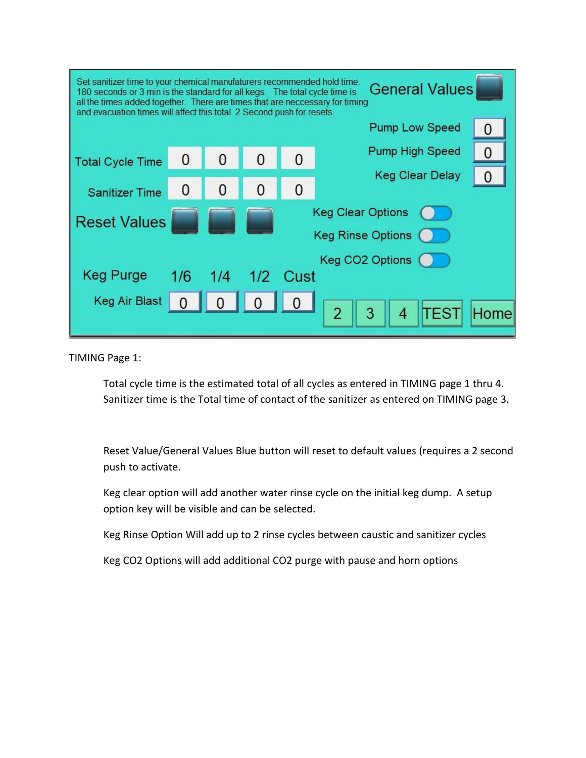Set sanitizer time to your chemical manufacturers recommended hold time. 180 seconds or 3 min is the standard for all kegs. The total cycle time is all the times added together. There are times that are neccessary for timing and evacuation times will affect this total. 2 Second push for resets.

General Values

| | | | | |
|---|---|---|---|---|
| Total Cycle Time | 0 | 0 | 0 | 0 |
| Sanitizer Time | 0 | 0 | 0 | 0 |
| Reset Values | | | | |
| Keg Purge | 1/6 | 1/4 | 1/2 | Cust |
| Keg Air Blast | 0 | 0 | 0 | 0 |

| | |
|---|---|
| Pump Low Speed | 0 |
| Pump High Speed | 0 |
| Keg Clear Delay | 0 |

Keg Clear Options

Keg Rinse Options

Keg CO2 Options

2 | 3 | 4 | TEST | Home

TIMING Page 1:

Total cycle time is the estimated total of all cycles as entered in TIMING page 1 thru 4. Sanitizer time is the Total time of contact of the sanitizer as entered on TIMING page 3.

Reset Value/General Values Blue button will reset to default values (requires a 2 second push to activate.

Keg clear option will add another water rinse cycle on the initial keg dump. A setup option key will be visible and can be selected.

Keg Rinse Option Will add up to 2 rinse cycles between caustic and sanitizer cycles

Keg CO2 Options will add additional CO2 purge with pause and horn options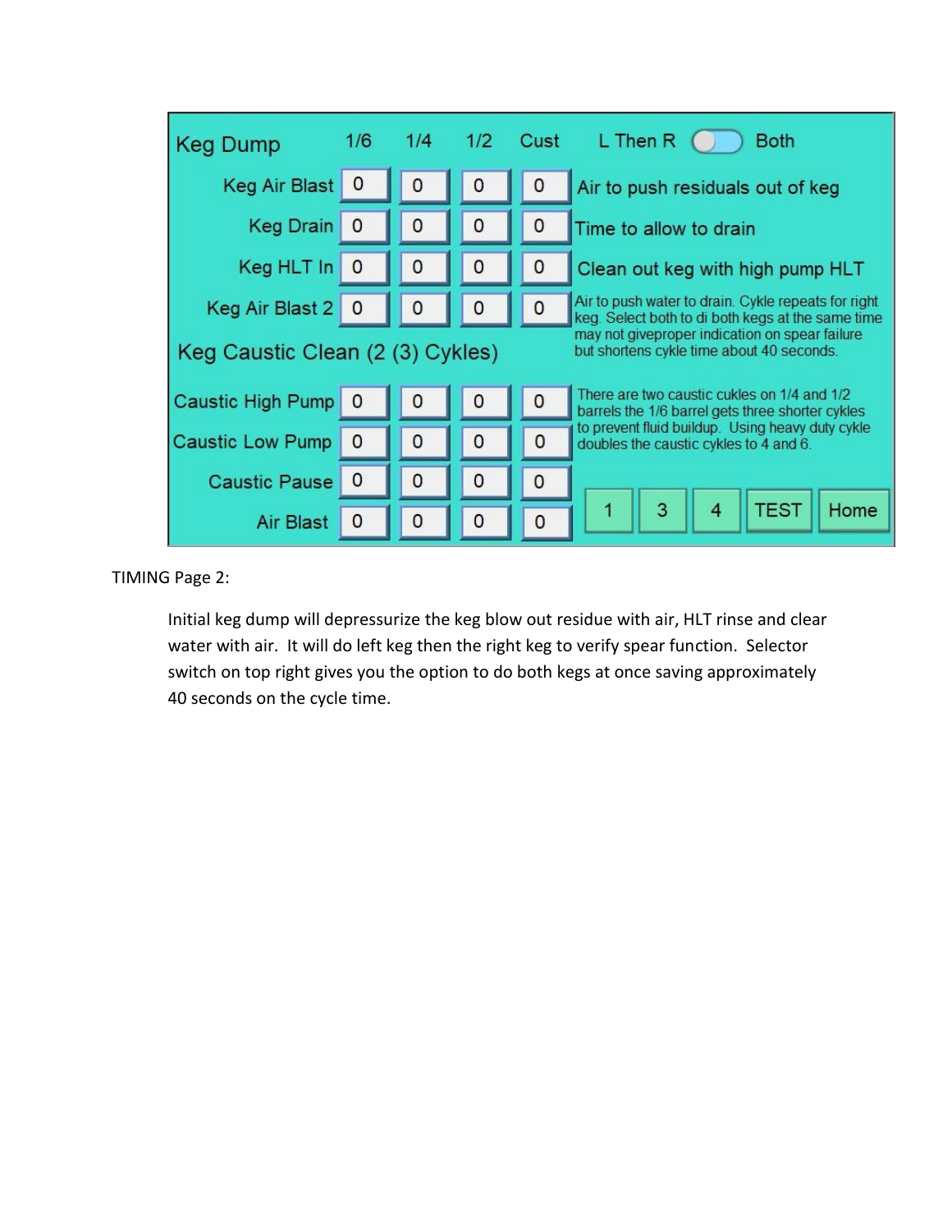| Keg Dump | 1/6 | 1/4 | 1/2 | Cust | L Then R / Both |
|---|---|---|---|---|---|
| Keg Air Blast | 0 | 0 | 0 | 0 | Air to push residuals out of keg |
| Keg Drain | 0 | 0 | 0 | 0 | Time to allow to drain |
| Keg HLT In | 0 | 0 | 0 | 0 | Clean out keg with high pump HLT |
| Keg Air Blast 2 | 0 | 0 | 0 | 0 | Air to push water to drain. Cykle repeats for right keg. Select both to di both kegs at the same time may not giveproper indication on spear failure but shortens cykle time about 40 seconds. |
| **Keg Caustic Clean (2 (3) Cykles)** | | | | | |
| Caustic High Pump | 0 | 0 | 0 | 0 | There are two caustic cukles on 1/4 and 1/2 barrels the 1/6 barrel gets three shorter cykles to prevent fluid buildup. Using heavy duty cykle doubles the caustic cykles to 4 and 6. |
| Caustic Low Pump | 0 | 0 | 0 | 0 | |
| Caustic Pause | 0 | 0 | 0 | 0 | |
| Air Blast | 0 | 0 | 0 | 0 | 1 · 3 · 4 · TEST · Home |

TIMING Page 2:

Initial keg dump will depressurize the keg blow out residue with air, HLT rinse and clear water with air. It will do left keg then the right keg to verify spear function. Selector switch on top right gives you the option to do both kegs at once saving approximately 40 seconds on the cycle time.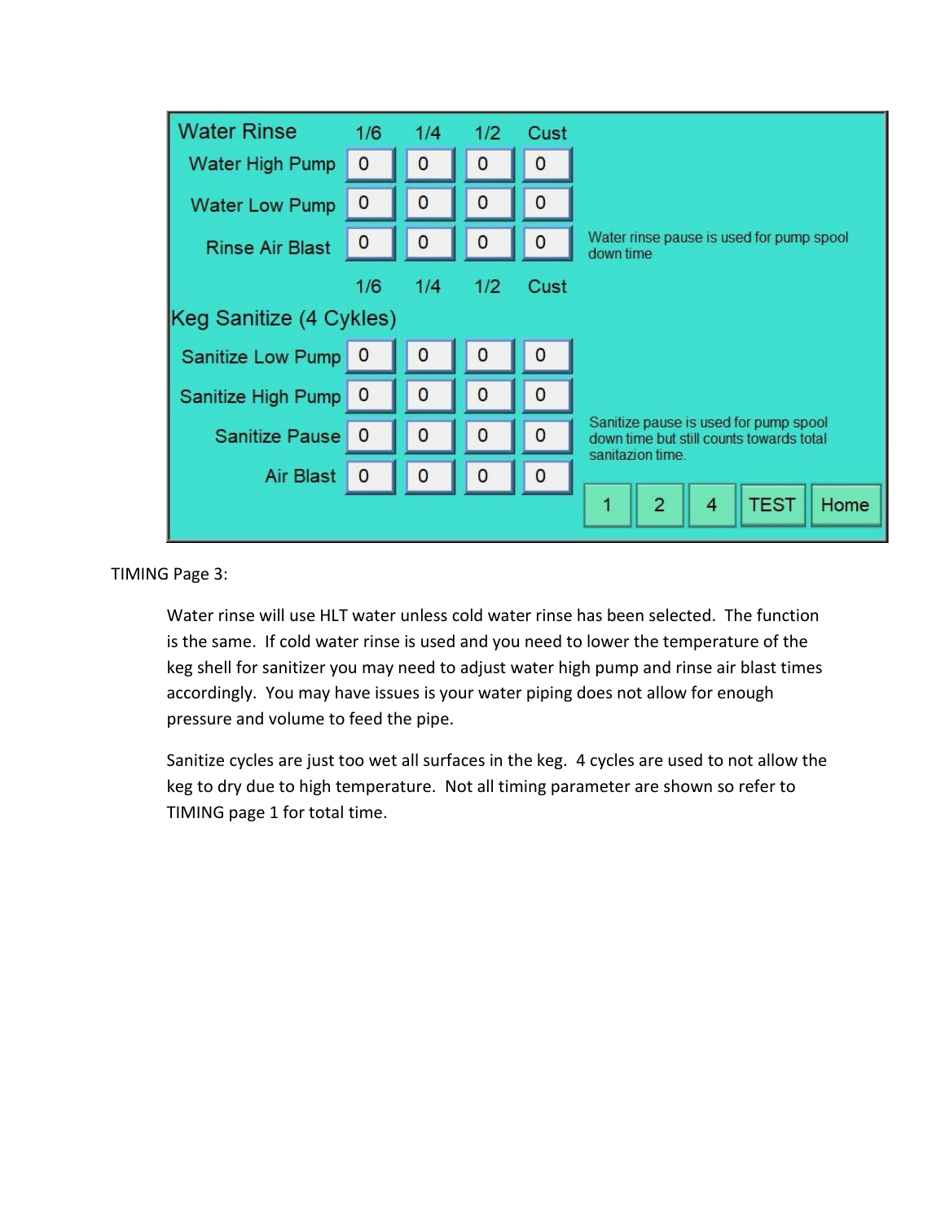| Water Rinse | 1/6 | 1/4 | 1/2 | Cust |
|---|---|---|---|---|
| Water High Pump | 0 | 0 | 0 | 0 |
| Water Low Pump | 0 | 0 | 0 | 0 |
| Rinse Air Blast | 0 | 0 | 0 | 0 |

Water rinse pause is used for pump spool down time

| Keg Sanitize (4 Cykles) | 1/6 | 1/4 | 1/2 | Cust |
|---|---|---|---|---|
| Sanitize Low Pump | 0 | 0 | 0 | 0 |
| Sanitize High Pump | 0 | 0 | 0 | 0 |
| Sanitize Pause | 0 | 0 | 0 | 0 |
| Air Blast | 0 | 0 | 0 | 0 |

Sanitize pause is used for pump spool down time but still counts towards total sanitazion time.

1 | 2 | 4 | TEST | Home

TIMING Page 3:

Water rinse will use HLT water unless cold water rinse has been selected. The function is the same. If cold water rinse is used and you need to lower the temperature of the keg shell for sanitizer you may need to adjust water high pump and rinse air blast times accordingly. You may have issues is your water piping does not allow for enough pressure and volume to feed the pipe.

Sanitize cycles are just too wet all surfaces in the keg. 4 cycles are used to not allow the keg to dry due to high temperature. Not all timing parameter are shown so refer to TIMING page 1 for total time.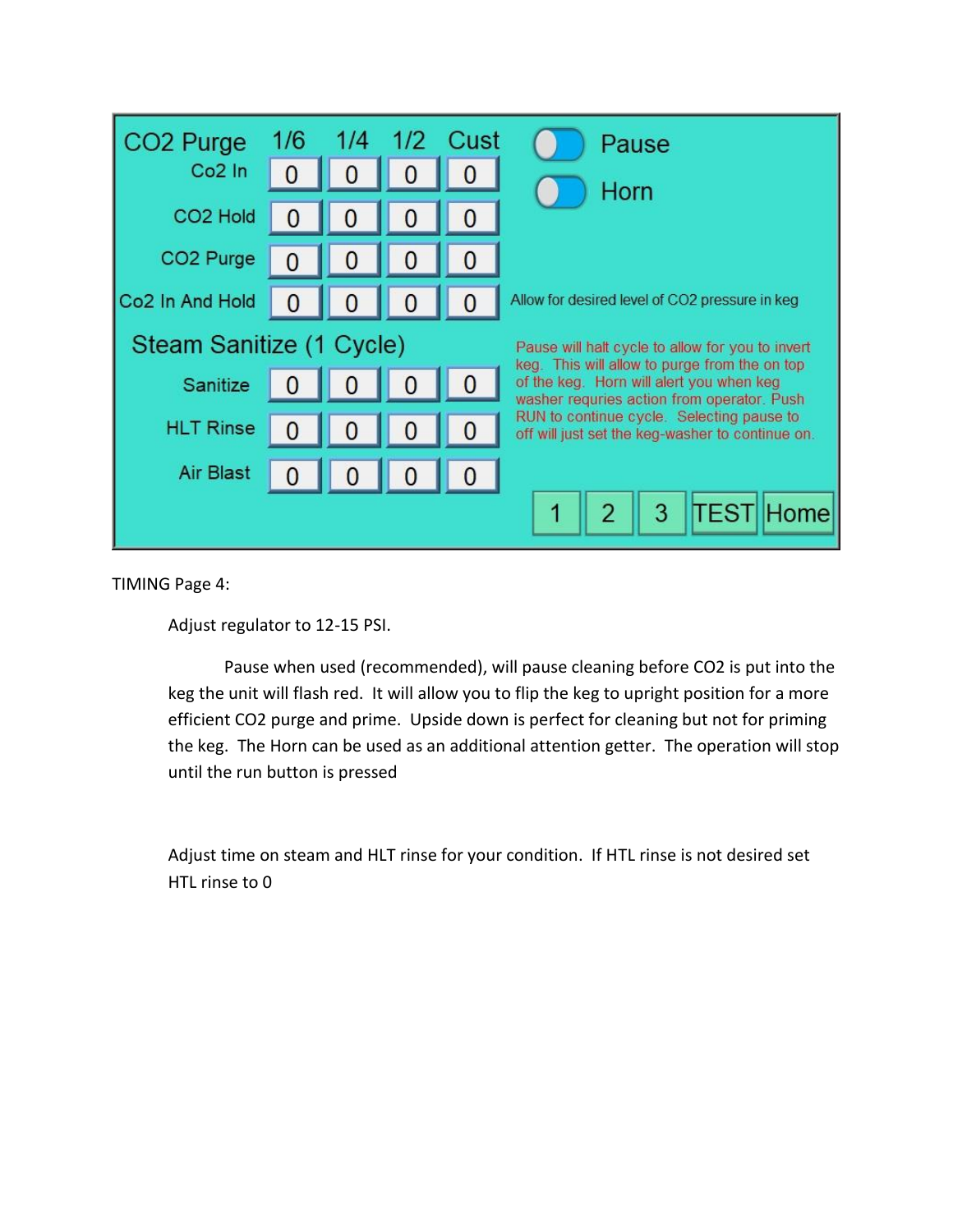| CO2 Purge | 1/6 | 1/4 | 1/2 | Cust |
|---|---|---|---|---|
| Co2 In | 0 | 0 | 0 | 0 |
| CO2 Hold | 0 | 0 | 0 | 0 |
| CO2 Purge | 0 | 0 | 0 | 0 |
| Co2 In And Hold | 0 | 0 | 0 | 0 |
| **Steam Sanitize (1 Cycle)** | | | | |
| Sanitize | 0 | 0 | 0 | 0 |
| HLT Rinse | 0 | 0 | 0 | 0 |
| Air Blast | 0 | 0 | 0 | 0 |

Pause

Horn

Allow for desired level of CO2 pressure in keg

Pause will halt cycle to allow for you to invert keg. This will allow to purge from the on top of the keg. Horn will alert you when keg washer requries action from operator. Push RUN to continue cycle. Selecting pause to off will just set the keg-washer to continue on.

1 | 2 | 3 | TEST | Home

TIMING Page 4:

Adjust regulator to 12-15 PSI.

Pause when used (recommended), will pause cleaning before CO2 is put into the keg the unit will flash red. It will allow you to flip the keg to upright position for a more efficient CO2 purge and prime. Upside down is perfect for cleaning but not for priming the keg. The Horn can be used as an additional attention getter. The operation will stop until the run button is pressed

Adjust time on steam and HLT rinse for your condition. If HTL rinse is not desired set HTL rinse to 0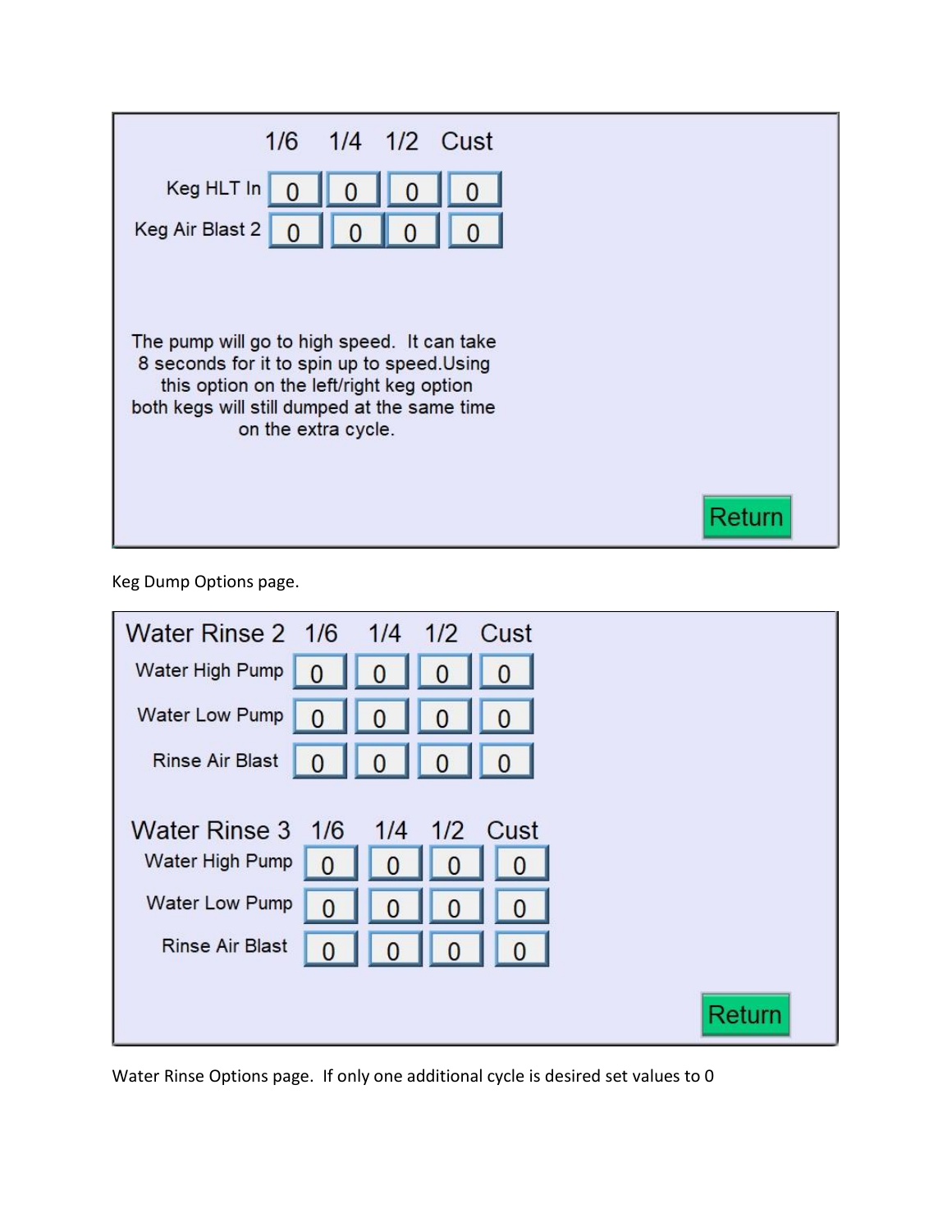| | 1/6 | 1/4 | 1/2 | Cust |
|---|---|---|---|---|
| Keg HLT In | 0 | 0 | 0 | 0 |
| Keg Air Blast 2 | 0 | 0 | 0 | 0 |

The pump will go to high speed. It can take 8 seconds for it to spin up to speed.Using this option on the left/right keg option both kegs will still dumped at the same time on the extra cycle.

Return

Keg Dump Options page.

| Water Rinse 2 | 1/6 | 1/4 | 1/2 | Cust |
|---|---|---|---|---|
| Water High Pump | 0 | 0 | 0 | 0 |
| Water Low Pump | 0 | 0 | 0 | 0 |
| Rinse Air Blast | 0 | 0 | 0 | 0 |

| Water Rinse 3 | 1/6 | 1/4 | 1/2 | Cust |
|---|---|---|---|---|
| Water High Pump | 0 | 0 | 0 | 0 |
| Water Low Pump | 0 | 0 | 0 | 0 |
| Rinse Air Blast | 0 | 0 | 0 | 0 |

Return

Water Rinse Options page. If only one additional cycle is desired set values to 0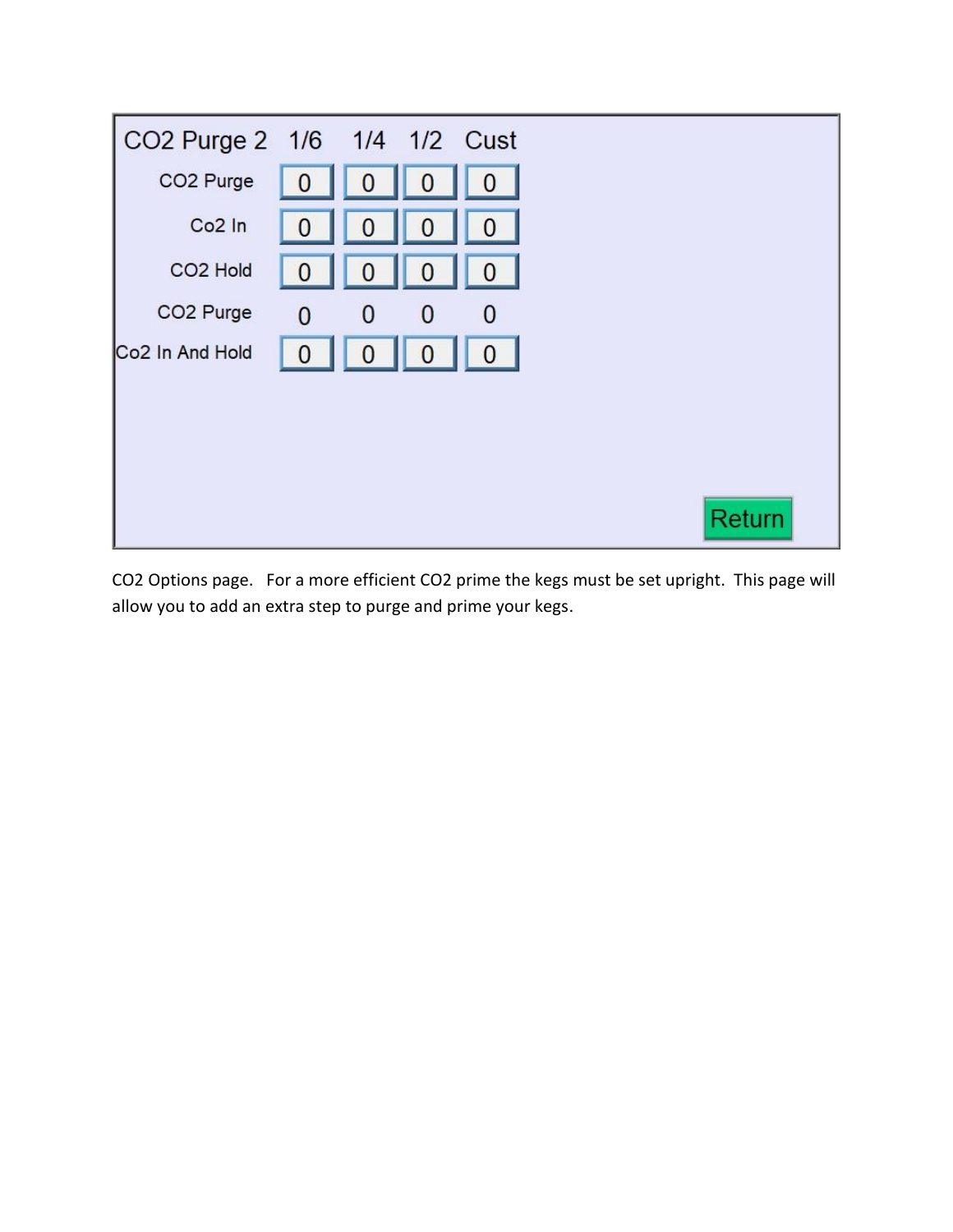| CO2 Purge 2 | 1/6 | 1/4 | 1/2 | Cust |
| --- | --- | --- | --- | --- |
| CO2 Purge | 0 | 0 | 0 | 0 |
| Co2 In | 0 | 0 | 0 | 0 |
| CO2 Hold | 0 | 0 | 0 | 0 |
| CO2 Purge | 0 | 0 | 0 | 0 |
| Co2 In And Hold | 0 | 0 | 0 | 0 |

Return

CO2 Options page. For a more efficient CO2 prime the kegs must be set upright. This page will allow you to add an extra step to purge and prime your kegs.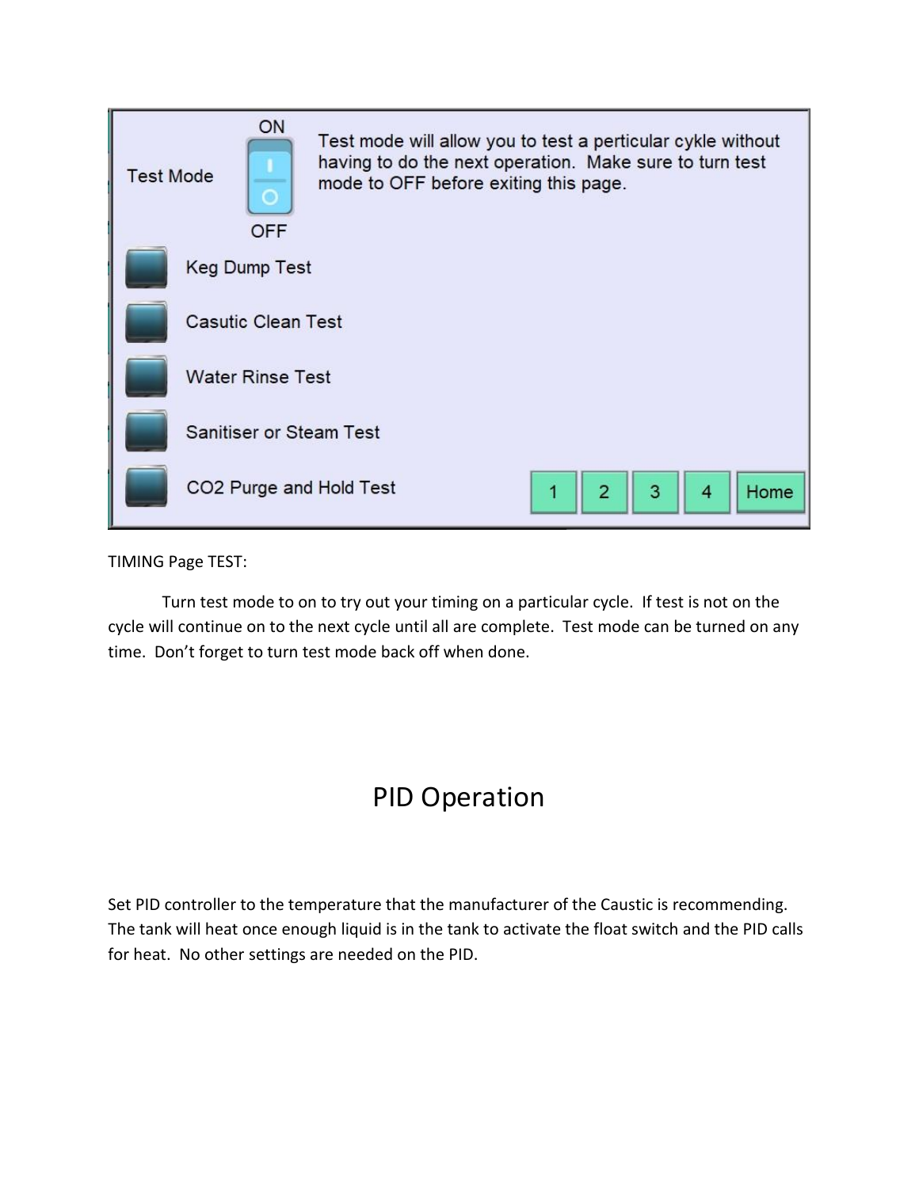Test Mode

ON

OFF

Test mode will allow you to test a perticular cykle without having to do the next operation. Make sure to turn test mode to OFF before exiting this page.

Keg Dump Test

Casutic Clean Test

Water Rinse Test

Sanitiser or Steam Test

CO2 Purge and Hold Test

1 2 3 4 Home

TIMING Page TEST:

Turn test mode to on to try out your timing on a particular cycle. If test is not on the cycle will continue on to the next cycle until all are complete. Test mode can be turned on any time. Don't forget to turn test mode back off when done.

# PID Operation

Set PID controller to the temperature that the manufacturer of the Caustic is recommending. The tank will heat once enough liquid is in the tank to activate the float switch and the PID calls for heat. No other settings are needed on the PID.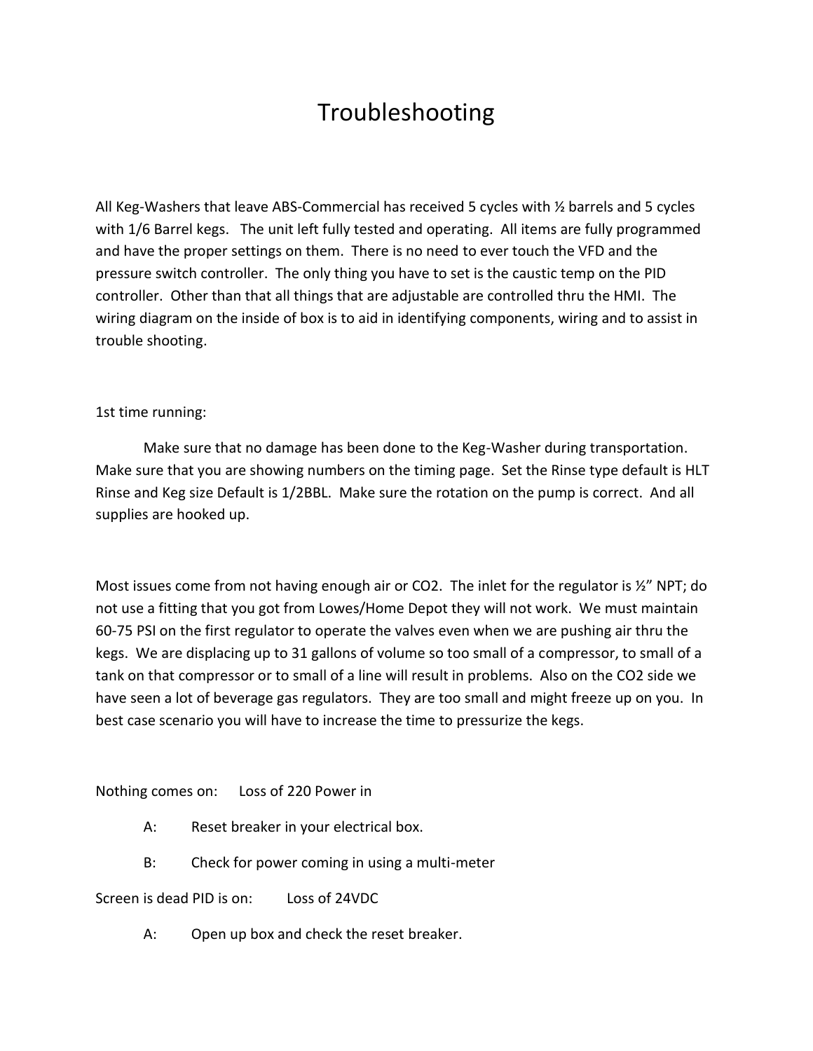# Troubleshooting

All Keg-Washers that leave ABS-Commercial has received 5 cycles with ½ barrels and 5 cycles with 1/6 Barrel kegs. The unit left fully tested and operating. All items are fully programmed and have the proper settings on them. There is no need to ever touch the VFD and the pressure switch controller. The only thing you have to set is the caustic temp on the PID controller. Other than that all things that are adjustable are controlled thru the HMI. The wiring diagram on the inside of box is to aid in identifying components, wiring and to assist in trouble shooting.

1st time running:

Make sure that no damage has been done to the Keg-Washer during transportation. Make sure that you are showing numbers on the timing page. Set the Rinse type default is HLT Rinse and Keg size Default is 1/2BBL. Make sure the rotation on the pump is correct. And all supplies are hooked up.

Most issues come from not having enough air or $CO_2$. The inlet for the regulator is ½" NPT; do not use a fitting that you got from Lowes/Home Depot they will not work. We must maintain 60-75 PSI on the first regulator to operate the valves even when we are pushing air thru the kegs. We are displacing up to 31 gallons of volume so too small of a compressor, to small of a tank on that compressor or to small of a line will result in problems. Also on the $CO_2$ side we have seen a lot of beverage gas regulators. They are too small and might freeze up on you. In best case scenario you will have to increase the time to pressurize the kegs.

Nothing comes on: Loss of 220 Power in

- A: Reset breaker in your electrical box.
- B: Check for power coming in using a multi-meter

Screen is dead PID is on: Loss of 24VDC

- A: Open up box and check the reset breaker.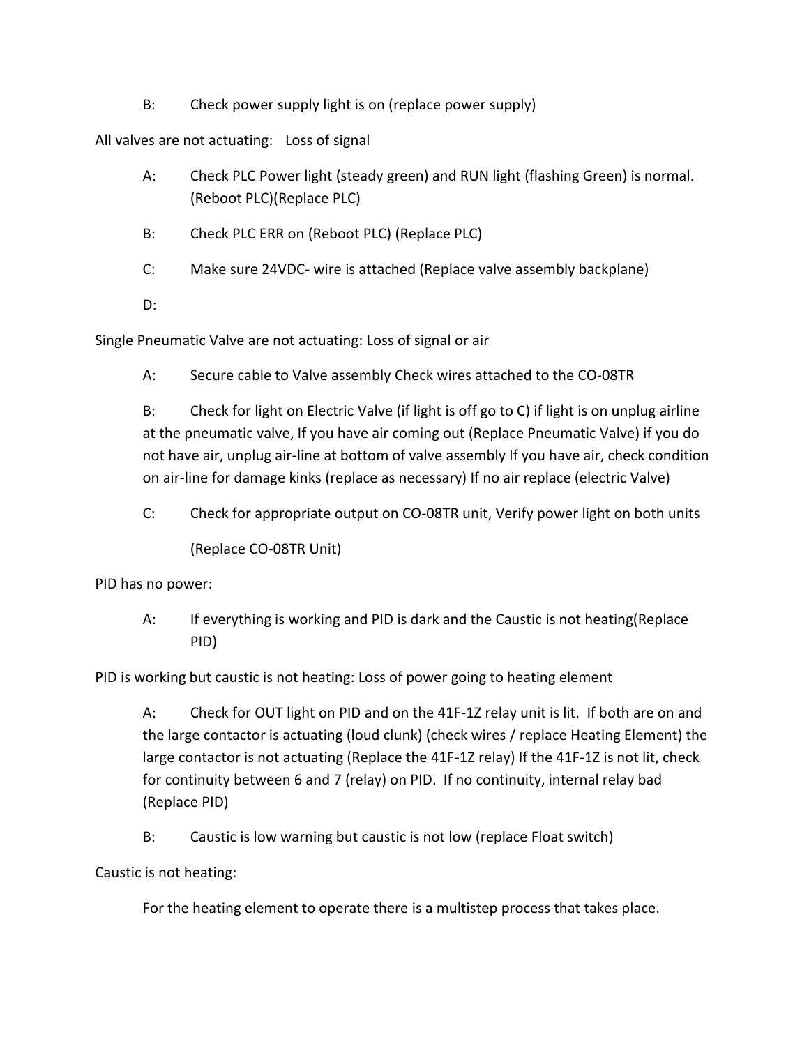B: Check power supply light is on (replace power supply)

All valves are not actuating: Loss of signal

A: Check PLC Power light (steady green) and RUN light (flashing Green) is normal. (Reboot PLC)(Replace PLC)

B: Check PLC ERR on (Reboot PLC) (Replace PLC)

C: Make sure 24VDC- wire is attached (Replace valve assembly backplane)

D:

Single Pneumatic Valve are not actuating: Loss of signal or air

A: Secure cable to Valve assembly Check wires attached to the CO-08TR

B: Check for light on Electric Valve (if light is off go to C) if light is on unplug airline at the pneumatic valve, If you have air coming out (Replace Pneumatic Valve) if you do not have air, unplug air-line at bottom of valve assembly If you have air, check condition on air-line for damage kinks (replace as necessary) If no air replace (electric Valve)

C: Check for appropriate output on CO-08TR unit, Verify power light on both units

(Replace CO-08TR Unit)

PID has no power:

A: If everything is working and PID is dark and the Caustic is not heating(Replace PID)

PID is working but caustic is not heating: Loss of power going to heating element

A: Check for OUT light on PID and on the 41F-1Z relay unit is lit. If both are on and the large contactor is actuating (loud clunk) (check wires / replace Heating Element) the large contactor is not actuating (Replace the 41F-1Z relay) If the 41F-1Z is not lit, check for continuity between 6 and 7 (relay) on PID. If no continuity, internal relay bad (Replace PID)

B: Caustic is low warning but caustic is not low (replace Float switch)

Caustic is not heating:

For the heating element to operate there is a multistep process that takes place.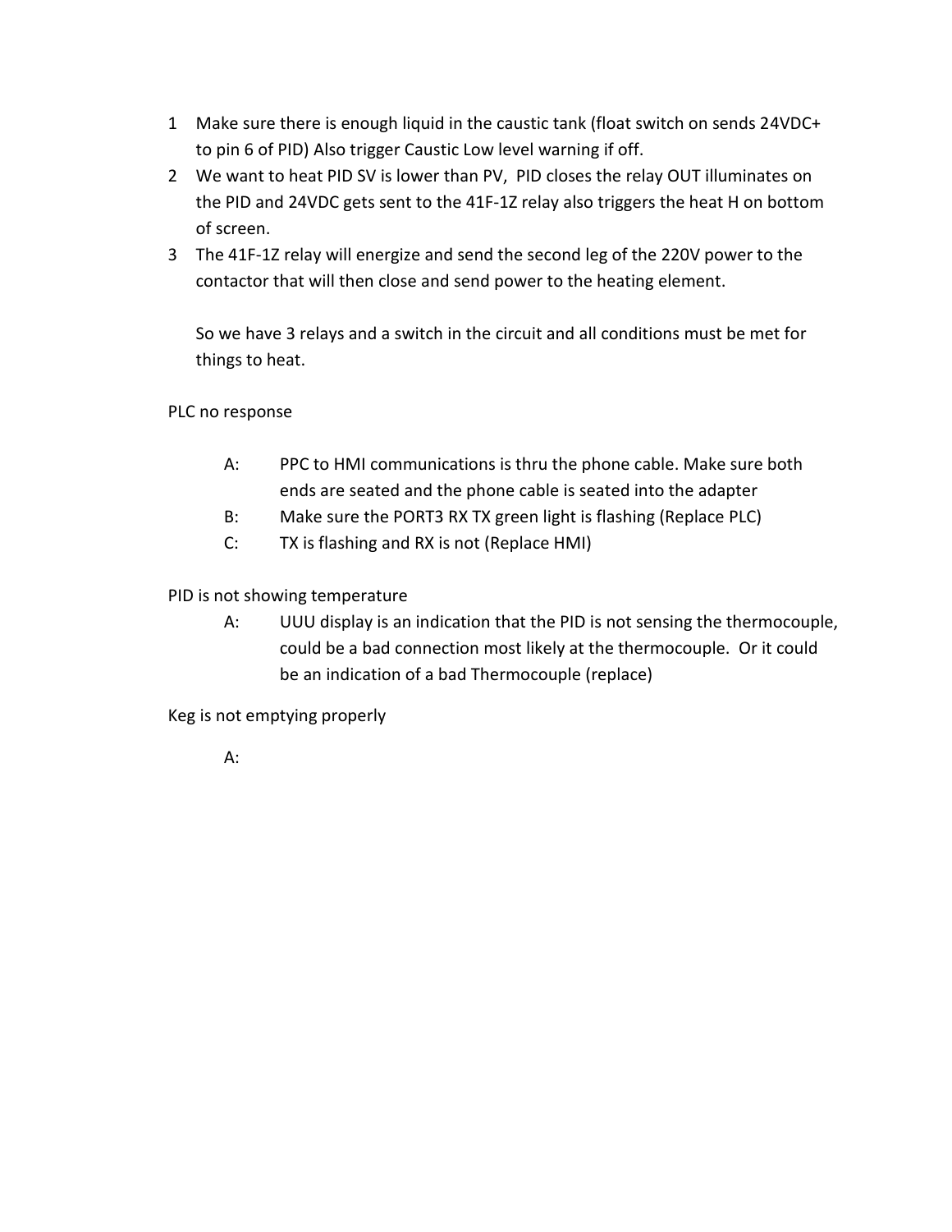1. Make sure there is enough liquid in the caustic tank (float switch on sends 24VDC+ to pin 6 of PID) Also trigger Caustic Low level warning if off.
2. We want to heat PID SV is lower than PV, PID closes the relay OUT illuminates on the PID and 24VDC gets sent to the 41F-1Z relay also triggers the heat H on bottom of screen.
3. The 41F-1Z relay will energize and send the second leg of the 220V power to the contactor that will then close and send power to the heating element.

   So we have 3 relays and a switch in the circuit and all conditions must be met for things to heat.

PLC no response

- A: PPC to HMI communications is thru the phone cable. Make sure both ends are seated and the phone cable is seated into the adapter
- B: Make sure the PORT3 RX TX green light is flashing (Replace PLC)
- C: TX is flashing and RX is not (Replace HMI)

PID is not showing temperature

- A: UUU display is an indication that the PID is not sensing the thermocouple, could be a bad connection most likely at the thermocouple. Or it could be an indication of a bad Thermocouple (replace)

Keg is not emptying properly

- A: